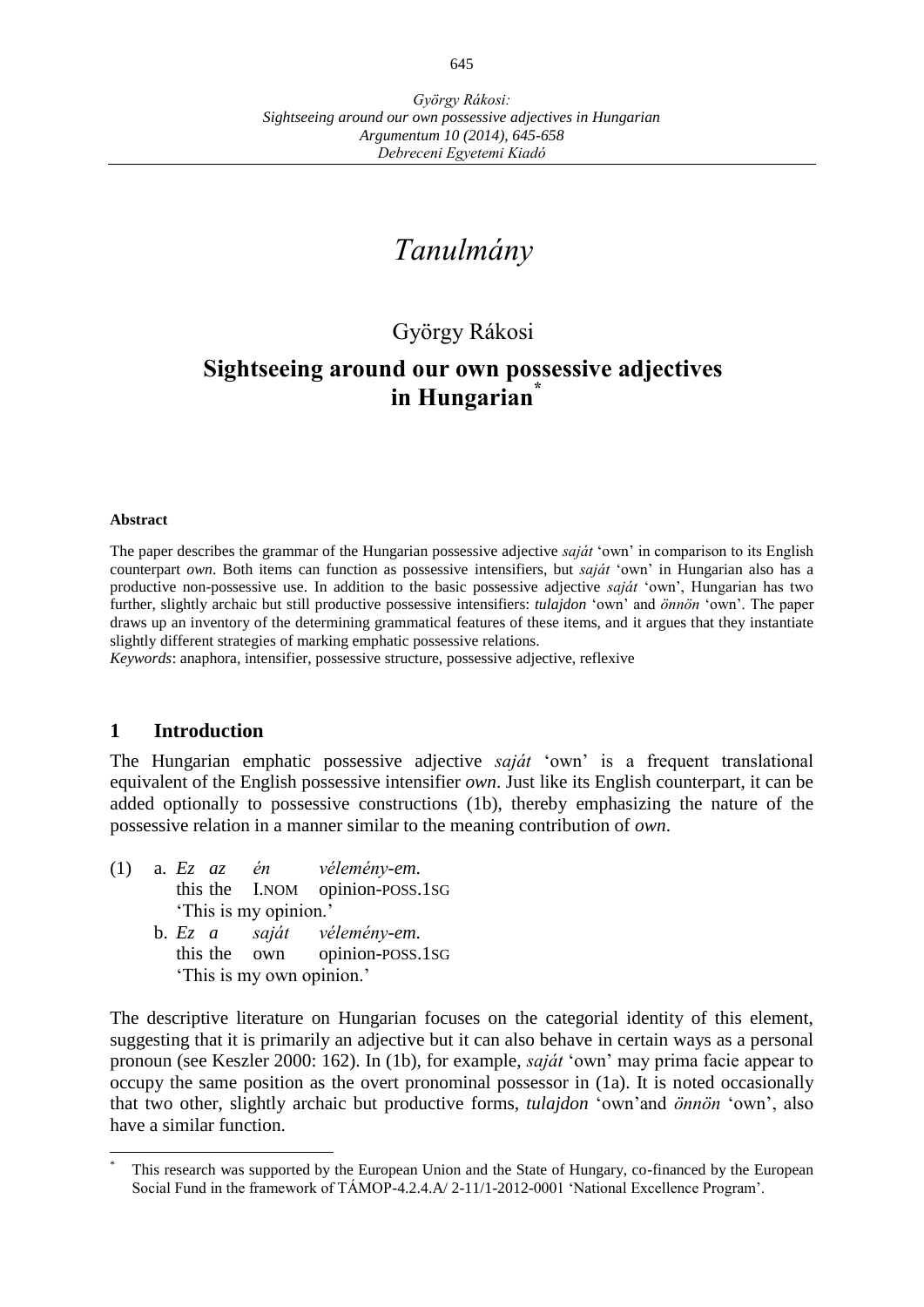# *Tanulmány*

György Rákosi

## Sightseeing around our own possessive adjectives in Hungarian[*]

**Abstract**

The paper describes the grammar of the Hungarian possessive adjective *saját* 'own' in comparison to its English counterpart *own*. Both items can function as possessive intensifiers, but *saját* 'own' in Hungarian also has a productive non-possessive use. In addition to the basic possessive adjective *saját* 'own', Hungarian has two further, slightly archaic but still productive possessive intensifiers: *tulajdon* 'own' and *önnön* 'own'. The paper draws up an inventory of the determining grammatical features of these items, and it argues that they instantiate slightly different strategies of marking emphatic possessive relations.

*Keywords*: anaphora, intensifier, possessive structure, possessive adjective, reflexive

## 1 Introduction

The Hungarian emphatic possessive adjective *saját* 'own' is a frequent translational equivalent of the English possessive intensifier *own*. Just like its English counterpart, it can be added optionally to possessive constructions (1b), thereby emphasizing the nature of the possessive relation in a manner similar to the meaning contribution of *own*.

(1) a. *Ez az én vélemény-em.*
this the I.NOM opinion-POSS.1SG
'This is my opinion.'
b. *Ez a saját vélemény-em.*
this the own opinion-POSS.1SG
'This is my own opinion.'

The descriptive literature on Hungarian focuses on the categorial identity of this element, suggesting that it is primarily an adjective but it can also behave in certain ways as a personal pronoun (see Keszler 2000: 162). In (1b), for example, *saját* 'own' may prima facie appear to occupy the same position as the overt pronominal possessor in (1a). It is noted occasionally that two other, slightly archaic but productive forms, *tulajdon* 'own'and *önnön* 'own', also have a similar function.

[*] This research was supported by the European Union and the State of Hungary, co-financed by the European Social Fund in the framework of TÁMOP-4.2.4.A/ 2-11/1-2012-0001 'National Excellence Program'.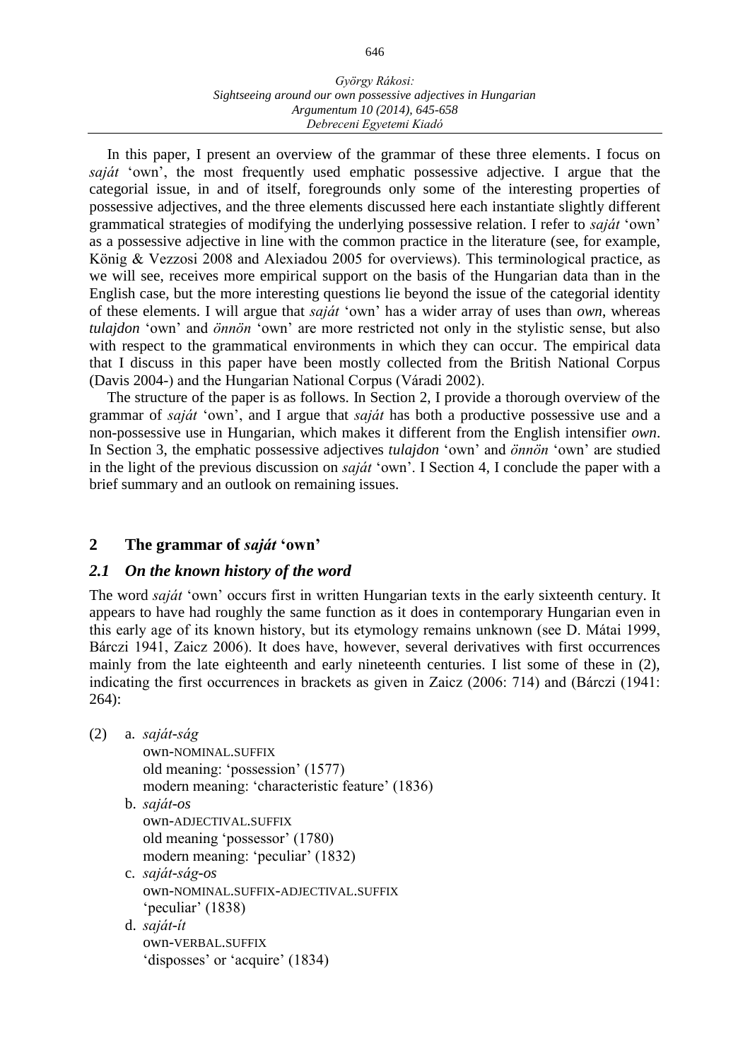In this paper, I present an overview of the grammar of these three elements. I focus on *saját* 'own', the most frequently used emphatic possessive adjective. I argue that the categorial issue, in and of itself, foregrounds only some of the interesting properties of possessive adjectives, and the three elements discussed here each instantiate slightly different grammatical strategies of modifying the underlying possessive relation. I refer to *saját* 'own' as a possessive adjective in line with the common practice in the literature (see, for example, König & Vezzosi 2008 and Alexiadou 2005 for overviews). This terminological practice, as we will see, receives more empirical support on the basis of the Hungarian data than in the English case, but the more interesting questions lie beyond the issue of the categorial identity of these elements. I will argue that *saját* 'own' has a wider array of uses than *own*, whereas *tulajdon* 'own' and *önnön* 'own' are more restricted not only in the stylistic sense, but also with respect to the grammatical environments in which they can occur. The empirical data that I discuss in this paper have been mostly collected from the British National Corpus (Davis 2004-) and the Hungarian National Corpus (Váradi 2002).

The structure of the paper is as follows. In Section 2, I provide a thorough overview of the grammar of *saját* 'own', and I argue that *saját* has both a productive possessive use and a non-possessive use in Hungarian, which makes it different from the English intensifier *own*. In Section 3, the emphatic possessive adjectives *tulajdon* 'own' and *önnön* 'own' are studied in the light of the previous discussion on *saját* 'own'. I Section 4, I conclude the paper with a brief summary and an outlook on remaining issues.

## 2 The grammar of *saját* 'own'

### 2.1 On the known history of the word

The word *saját* 'own' occurs first in written Hungarian texts in the early sixteenth century. It appears to have had roughly the same function as it does in contemporary Hungarian even in this early age of its known history, but its etymology remains unknown (see D. Mátai 1999, Bárczi 1941, Zaicz 2006). It does have, however, several derivatives with first occurrences mainly from the late eighteenth and early nineteenth centuries. I list some of these in (2), indicating the first occurrences in brackets as given in Zaicz (2006: 714) and (Bárczi (1941: 264):

(2) a. *saját-ság*
own-NOMINAL.SUFFIX
old meaning: 'possession' (1577)
modern meaning: 'characteristic feature' (1836)

b. *saját-os*
own-ADJECTIVAL.SUFFIX
old meaning 'possessor' (1780)
modern meaning: 'peculiar' (1832)

c. *saját-ság-os*
own-NOMINAL.SUFFIX-ADJECTIVAL.SUFFIX
'peculiar' (1838)

d. *saját-ít*
own-VERBAL.SUFFIX
'disposses' or 'acquire' (1834)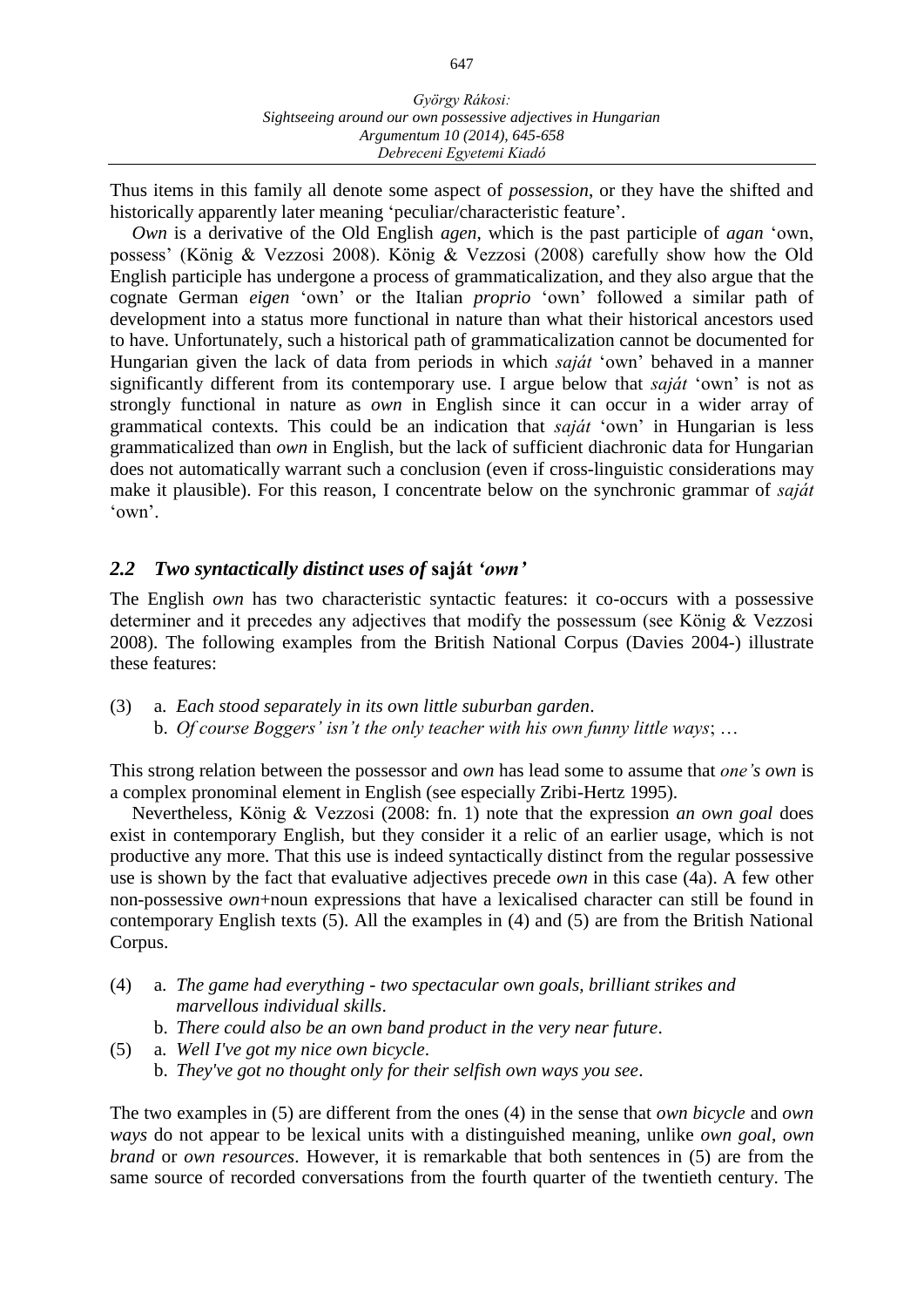Thus items in this family all denote some aspect of *possession*, or they have the shifted and historically apparently later meaning 'peculiar/characteristic feature'.

*Own* is a derivative of the Old English *agen*, which is the past participle of *agan* 'own, possess' (König & Vezzosi 2008). König & Vezzosi (2008) carefully show how the Old English participle has undergone a process of grammaticalization, and they also argue that the cognate German *eigen* 'own' or the Italian *proprio* 'own' followed a similar path of development into a status more functional in nature than what their historical ancestors used to have. Unfortunately, such a historical path of grammaticalization cannot be documented for Hungarian given the lack of data from periods in which *saját* 'own' behaved in a manner significantly different from its contemporary use. I argue below that *saját* 'own' is not as strongly functional in nature as *own* in English since it can occur in a wider array of grammatical contexts. This could be an indication that *saját* 'own' in Hungarian is less grammaticalized than *own* in English, but the lack of sufficient diachronic data for Hungarian does not automatically warrant such a conclusion (even if cross-linguistic considerations may make it plausible). For this reason, I concentrate below on the synchronic grammar of *saját* 'own'.

## *2.2 Two syntactically distinct uses of* **saját** *'own'*

The English *own* has two characteristic syntactic features: it co-occurs with a possessive determiner and it precedes any adjectives that modify the possessum (see König & Vezzosi 2008). The following examples from the British National Corpus (Davies 2004-) illustrate these features:

(3) a. *Each stood separately in its own little suburban garden*.
  b. *Of course Boggers' isn't the only teacher with his own funny little ways*; …

This strong relation between the possessor and *own* has lead some to assume that *one's own* is a complex pronominal element in English (see especially Zribi-Hertz 1995).

Nevertheless, König & Vezzosi (2008: fn. 1) note that the expression *an own goal* does exist in contemporary English, but they consider it a relic of an earlier usage, which is not productive any more. That this use is indeed syntactically distinct from the regular possessive use is shown by the fact that evaluative adjectives precede *own* in this case (4a). A few other non-possessive *own*+noun expressions that have a lexicalised character can still be found in contemporary English texts (5). All the examples in (4) and (5) are from the British National Corpus.

(4) a. *The game had everything - two spectacular own goals, brilliant strikes and marvellous individual skills*.
  b. *There could also be an own band product in the very near future*.

(5) a. *Well I've got my nice own bicycle*.
  b. *They've got no thought only for their selfish own ways you see*.

The two examples in (5) are different from the ones (4) in the sense that *own bicycle* and *own ways* do not appear to be lexical units with a distinguished meaning, unlike *own goal*, *own brand* or *own resources*. However, it is remarkable that both sentences in (5) are from the same source of recorded conversations from the fourth quarter of the twentieth century. The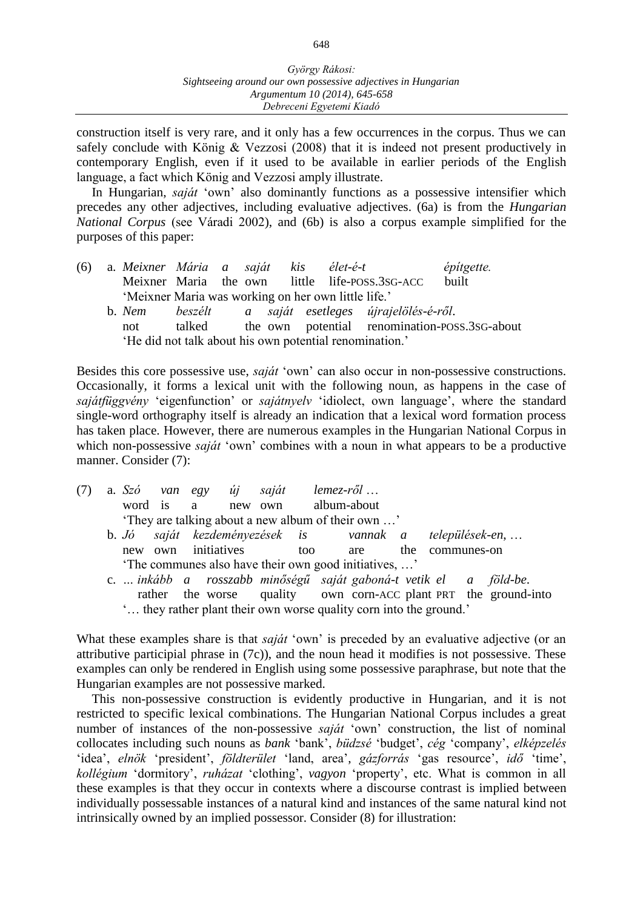construction itself is very rare, and it only has a few occurrences in the corpus. Thus we can safely conclude with König & Vezzosi (2008) that it is indeed not present productively in contemporary English, even if it used to be available in earlier periods of the English language, a fact which König and Vezzosi amply illustrate.

In Hungarian, *saját* 'own' also dominantly functions as a possessive intensifier which precedes any other adjectives, including evaluative adjectives. (6a) is from the *Hungarian National Corpus* (see Váradi 2002), and (6b) is also a corpus example simplified for the purposes of this paper:

(6) a. *Meixner Mária a saját kis élet-é-t építgette.*
Meixner Maria the own little life-POSS.3SG-ACC built
'Meixner Maria was working on her own little life.'

b. *Nem beszélt a saját esetleges újrajelölés-é-ről.*
not talked the own potential renomination-POSS.3SG-about
'He did not talk about his own potential renomination.'

Besides this core possessive use, *saját* 'own' can also occur in non-possessive constructions. Occasionally, it forms a lexical unit with the following noun, as happens in the case of *sajátfüggvény* 'eigenfunction' or *sajátnyelv* 'idiolect, own language', where the standard single-word orthography itself is already an indication that a lexical word formation process has taken place. However, there are numerous examples in the Hungarian National Corpus in which non-possessive *saját* 'own' combines with a noun in what appears to be a productive manner. Consider (7):

(7) a. *Szó van egy új saját lemez-ről …*
word is a new own album-about
'They are talking about a new album of their own …'

b. *Jó saját kezdeményezések is vannak a település-en, …*
new own initiatives too are the communes-on
'The communes also have their own good initiatives, …'

c. *... inkább a rosszabb minőségű saját gaboná-t vetik el a föld-be.*
rather the worse quality own corn-ACC plant PRT the ground-into
'… they rather plant their own worse quality corn into the ground.'

What these examples share is that *saját* 'own' is preceded by an evaluative adjective (or an attributive participial phrase in (7c)), and the noun head it modifies is not possessive. These examples can only be rendered in English using some possessive paraphrase, but note that the Hungarian examples are not possessive marked.

This non-possessive construction is evidently productive in Hungarian, and it is not restricted to specific lexical combinations. The Hungarian National Corpus includes a great number of instances of the non-possessive *saját* 'own' construction, the list of nominal collocates including such nouns as *bank* 'bank', *büdzsé* 'budget', *cég* 'company', *elképzelés* 'idea', *elnök* 'president', *földterület* 'land, area', *gázforrás* 'gas resource', *idő* 'time', *kollégium* 'dormitory', *ruházat* 'clothing', *vagyon* 'property', etc. What is common in all these examples is that they occur in contexts where a discourse contrast is implied between individually possessable instances of a natural kind and instances of the same natural kind not intrinsically owned by an implied possessor. Consider (8) for illustration: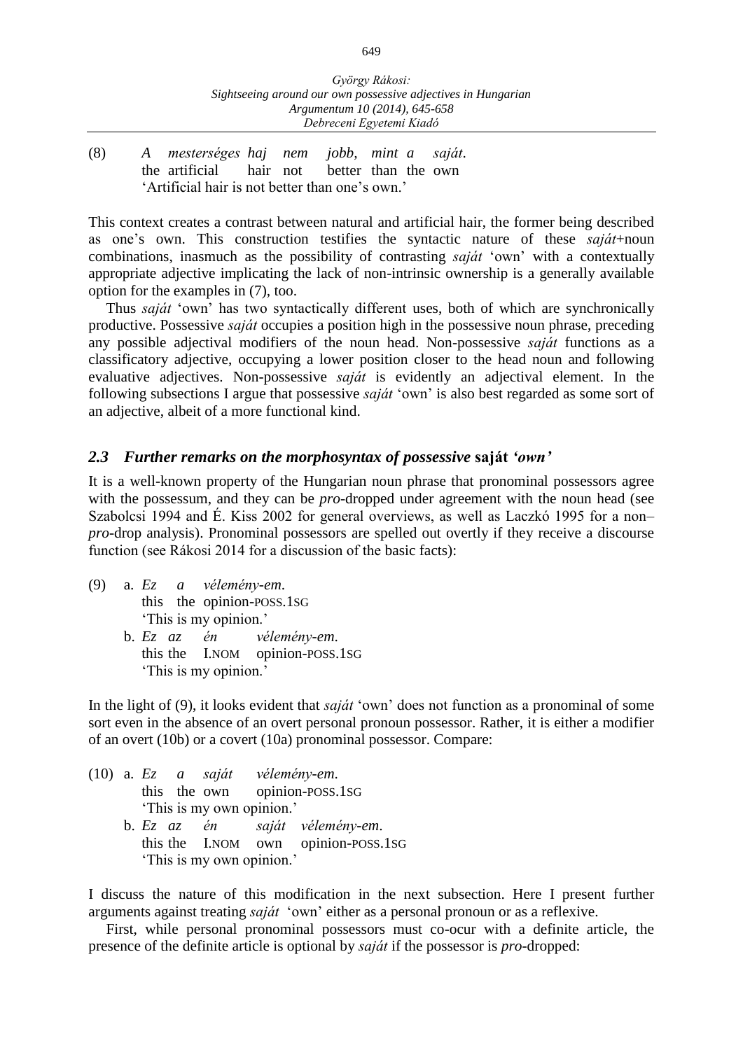(8) *A mesterséges haj nem jobb, mint a saját.*
the artificial hair not better than the own
'Artificial hair is not better than one's own.'

This context creates a contrast between natural and artificial hair, the former being described as one's own. This construction testifies the syntactic nature of these *saját*+noun combinations, inasmuch as the possibility of contrasting *saját* 'own' with a contextually appropriate adjective implicating the lack of non-intrinsic ownership is a generally available option for the examples in (7), too.

Thus *saját* 'own' has two syntactically different uses, both of which are synchronically productive. Possessive *saját* occupies a position high in the possessive noun phrase, preceding any possible adjectival modifiers of the noun head. Non-possessive *saját* functions as a classificatory adjective, occupying a lower position closer to the head noun and following evaluative adjectives. Non-possessive *saját* is evidently an adjectival element. In the following subsections I argue that possessive *saját* 'own' is also best regarded as some sort of an adjective, albeit of a more functional kind.

## *2.3 Further remarks on the morphosyntax of possessive* saját *'own'*

It is a well-known property of the Hungarian noun phrase that pronominal possessors agree with the possessum, and they can be *pro*-dropped under agreement with the noun head (see Szabolcsi 1994 and É. Kiss 2002 for general overviews, as well as Laczkó 1995 for a non–*pro*-drop analysis). Pronominal possessors are spelled out overtly if they receive a discourse function (see Rákosi 2014 for a discussion of the basic facts):

(9) a. *Ez a vélemény-em.*
this the opinion-POSS.1SG
'This is my opinion.'

b. *Ez az én vélemény-em.*
this the I.NOM opinion-POSS.1SG
'This is my opinion.'

In the light of (9), it looks evident that *saját* 'own' does not function as a pronominal of some sort even in the absence of an overt personal pronoun possessor. Rather, it is either a modifier of an overt (10b) or a covert (10a) pronominal possessor. Compare:

(10) a. *Ez a saját vélemény-em.*
this the own opinion-POSS.1SG
'This is my own opinion.'

b. *Ez az én saját vélemény-em.*
this the I.NOM own opinion-POSS.1SG
'This is my own opinion.'

I discuss the nature of this modification in the next subsection. Here I present further arguments against treating *saját* 'own' either as a personal pronoun or as a reflexive.

First, while personal pronominal possessors must co-ocur with a definite article, the presence of the definite article is optional by *saját* if the possessor is *pro*-dropped: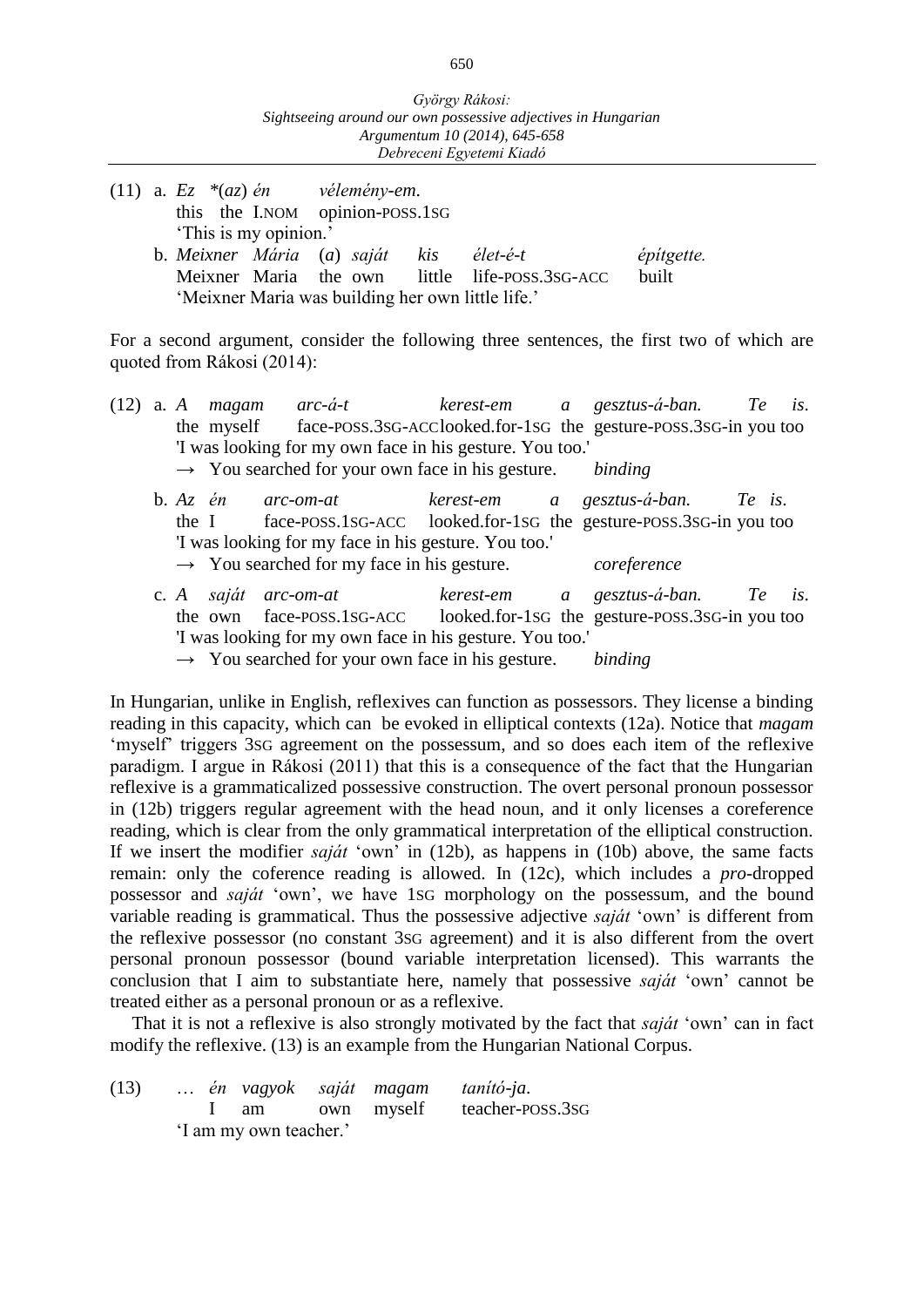(11) a. *Ez* *(*az*) *én* *vélemény-em.*
 this the I.NOM opinion-POSS.1SG
 'This is my opinion.'

 b. *Meixner Mária* (*a*) *saját* *kis* *élet-é-t* *építgette.*
 Meixner Maria the own little life-POSS.3SG-ACC built
 'Meixner Maria was building her own little life.'

For a second argument, consider the following three sentences, the first two of which are quoted from Rákosi (2014):

(12) a. *A* *magam* *arc-á-t* *kerest-em* *a* *gesztus-á-ban.* *Te* *is*.
 the myself face-POSS.3SG-ACC looked.for-1SG the gesture-POSS.3SG-in you too
 'I was looking for my own face in his gesture. You too.'
 → You searched for your own face in his gesture. *binding*

 b. *Az* *én* *arc-om-at* *kerest-em* *a* *gesztus-á-ban.* *Te* *is*.
 the I face-POSS.1SG-ACC looked.for-1SG the gesture-POSS.3SG-in you too
 'I was looking for my face in his gesture. You too.'
 → You searched for my face in his gesture. *coreference*

 c. *A* *saját* *arc-om-at* *kerest-em* *a* *gesztus-á-ban.* *Te* *is*.
 the own face-POSS.1SG-ACC looked.for-1SG the gesture-POSS.3SG-in you too
 'I was looking for my own face in his gesture. You too.'
 → You searched for your own face in his gesture. *binding*

In Hungarian, unlike in English, reflexives can function as possessors. They license a binding reading in this capacity, which can be evoked in elliptical contexts (12a). Notice that *magam* 'myself' triggers 3SG agreement on the possessum, and so does each item of the reflexive paradigm. I argue in Rákosi (2011) that this is a consequence of the fact that the Hungarian reflexive is a grammaticalized possessive construction. The overt personal pronoun possessor in (12b) triggers regular agreement with the head noun, and it only licenses a coreference reading, which is clear from the only grammatical interpretation of the elliptical construction. If we insert the modifier *saját* 'own' in (12b), as happens in (10b) above, the same facts remain: only the coference reading is allowed. In (12c), which includes a *pro*-dropped possessor and *saját* 'own', we have 1SG morphology on the possessum, and the bound variable reading is grammatical. Thus the possessive adjective *saját* 'own' is different from the reflexive possessor (no constant 3SG agreement) and it is also different from the overt personal pronoun possessor (bound variable interpretation licensed). This warrants the conclusion that I aim to substantiate here, namely that possessive *saját* 'own' cannot be treated either as a personal pronoun or as a reflexive.

That it is not a reflexive is also strongly motivated by the fact that *saját* 'own' can in fact modify the reflexive. (13) is an example from the Hungarian National Corpus.

(13) … *én* *vagyok* *saját* *magam* *tanító-ja.*
 I am own myself teacher-POSS.3SG
 'I am my own teacher.'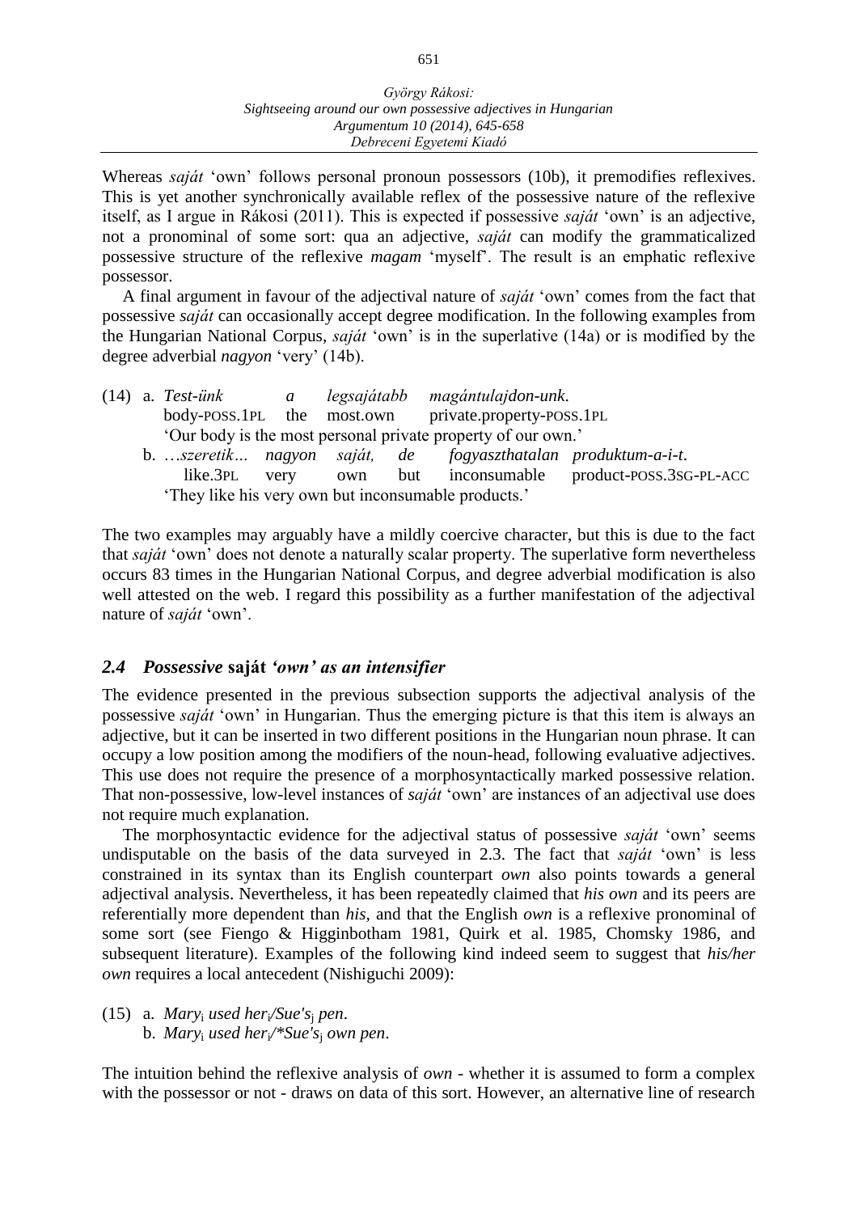Whereas *saját* 'own' follows personal pronoun possessors (10b), it premodifies reflexives. This is yet another synchronically available reflex of the possessive nature of the reflexive itself, as I argue in Rákosi (2011). This is expected if possessive *saját* 'own' is an adjective, not a pronominal of some sort: qua an adjective, *saját* can modify the grammaticalized possessive structure of the reflexive *magam* 'myself'. The result is an emphatic reflexive possessor.

A final argument in favour of the adjectival nature of *saját* 'own' comes from the fact that possessive *saját* can occasionally accept degree modification. In the following examples from the Hungarian National Corpus, *saját* 'own' is in the superlative (14a) or is modified by the degree adverbial *nagyon* 'very' (14b).

(14) a. *Test-ünk a legsajátabb magántulajdon-unk.*
body-POSS.1PL the most.own private.property-POSS.1PL
'Our body is the most personal private property of our own.'

b. *…szeretik… nagyon saját, de fogyaszthatalan produktum-a-i-t.*
like.3PL very own but inconsumable product-POSS.3SG-PL-ACC
'They like his very own but inconsumable products.'

The two examples may arguably have a mildly coercive character, but this is due to the fact that *saját* 'own' does not denote a naturally scalar property. The superlative form nevertheless occurs 83 times in the Hungarian National Corpus, and degree adverbial modification is also well attested on the web. I regard this possibility as a further manifestation of the adjectival nature of *saját* 'own'.

## *2.4 Possessive* saját *'own' as an intensifier*

The evidence presented in the previous subsection supports the adjectival analysis of the possessive *saját* 'own' in Hungarian. Thus the emerging picture is that this item is always an adjective, but it can be inserted in two different positions in the Hungarian noun phrase. It can occupy a low position among the modifiers of the noun-head, following evaluative adjectives. This use does not require the presence of a morphosyntactically marked possessive relation. That non-possessive, low-level instances of *saját* 'own' are instances of an adjectival use does not require much explanation.

The morphosyntactic evidence for the adjectival status of possessive *saját* 'own' seems undisputable on the basis of the data surveyed in 2.3. The fact that *saját* 'own' is less constrained in its syntax than its English counterpart *own* also points towards a general adjectival analysis. Nevertheless, it has been repeatedly claimed that *his own* and its peers are referentially more dependent than *his*, and that the English *own* is a reflexive pronominal of some sort (see Fiengo & Higginbotham 1981, Quirk et al. 1985, Chomsky 1986, and subsequent literature). Examples of the following kind indeed seem to suggest that *his/her own* requires a local antecedent (Nishiguchi 2009):

(15) a. *Mary*$_i$ *used her*$_i$*/Sue's*$_j$ *pen*.
b. *Mary*$_i$ *used her*$_i$*/\*Sue's*$_j$ *own pen*.

The intuition behind the reflexive analysis of *own* - whether it is assumed to form a complex with the possessor or not - draws on data of this sort. However, an alternative line of research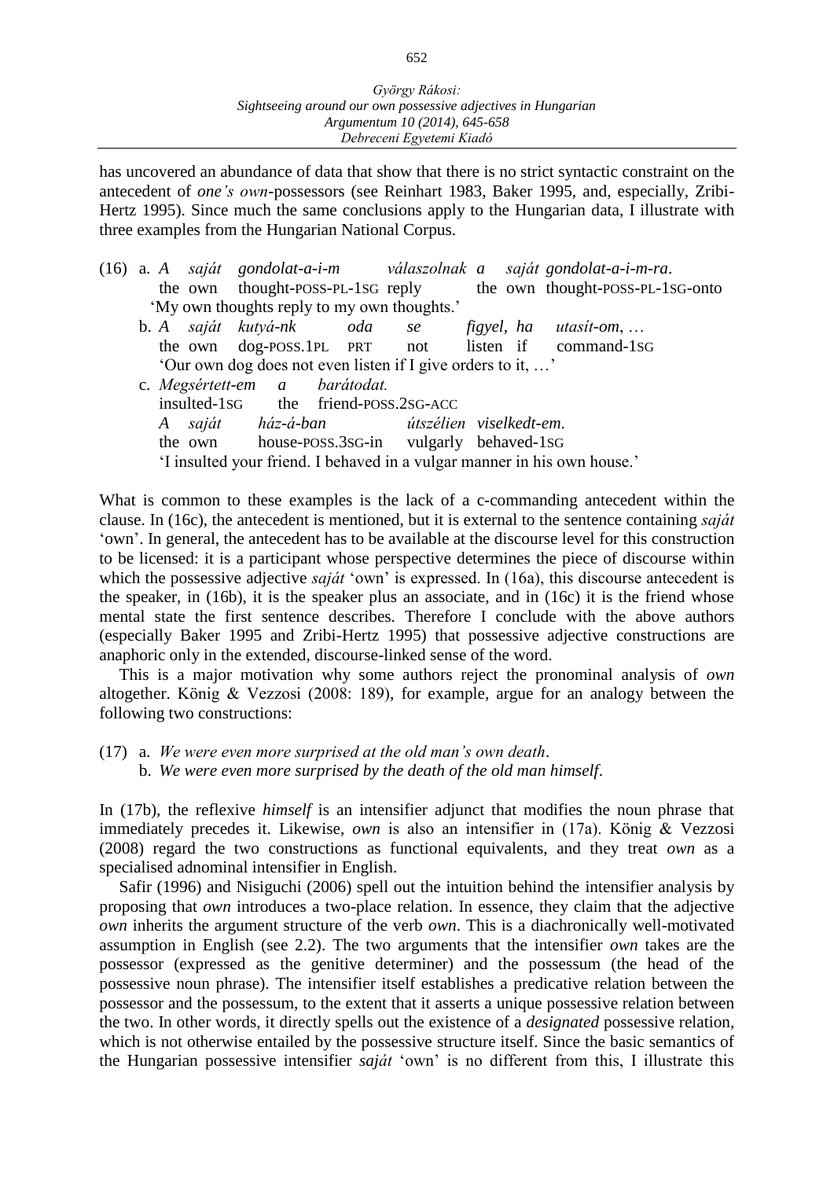has uncovered an abundance of data that show that there is no strict syntactic constraint on the antecedent of *one's own*-possessors (see Reinhart 1983, Baker 1995, and, especially, Zribi-Hertz 1995). Since much the same conclusions apply to the Hungarian data, I illustrate with three examples from the Hungarian National Corpus.

(16) a. *A saját gondolat-a-i-m válaszolnak a saját gondolat-a-i-m-ra.*
the own thought-POSS-PL-1SG reply the own thought-POSS-PL-1SG-onto
'My own thoughts reply to my own thoughts.'

b. *A saját kutyá-nk oda se figyel, ha utasít-om, …*
the own dog-POSS.1PL PRT not listen if command-1SG
'Our own dog does not even listen if I give orders to it, …'

c. *Megsértett-em a barátodat.*
insulted-1SG the friend-POSS.2SG-ACC
*A saját ház-á-ban útszélien viselkedt-em.*
the own house-POSS.3SG-in vulgarly behaved-1SG
'I insulted your friend. I behaved in a vulgar manner in his own house.'

What is common to these examples is the lack of a c-commanding antecedent within the clause. In (16c), the antecedent is mentioned, but it is external to the sentence containing *saját* 'own'. In general, the antecedent has to be available at the discourse level for this construction to be licensed: it is a participant whose perspective determines the piece of discourse within which the possessive adjective *saját* 'own' is expressed. In (16a), this discourse antecedent is the speaker, in (16b), it is the speaker plus an associate, and in (16c) it is the friend whose mental state the first sentence describes. Therefore I conclude with the above authors (especially Baker 1995 and Zribi-Hertz 1995) that possessive adjective constructions are anaphoric only in the extended, discourse-linked sense of the word.

This is a major motivation why some authors reject the pronominal analysis of *own* altogether. König & Vezzosi (2008: 189), for example, argue for an analogy between the following two constructions:

(17) a. *We were even more surprised at the old man's own death.*
b. *We were even more surprised by the death of the old man himself.*

In (17b), the reflexive *himself* is an intensifier adjunct that modifies the noun phrase that immediately precedes it. Likewise, *own* is also an intensifier in (17a). König & Vezzosi (2008) regard the two constructions as functional equivalents, and they treat *own* as a specialised adnominal intensifier in English.

Safir (1996) and Nisiguchi (2006) spell out the intuition behind the intensifier analysis by proposing that *own* introduces a two-place relation. In essence, they claim that the adjective *own* inherits the argument structure of the verb *own*. This is a diachronically well-motivated assumption in English (see 2.2). The two arguments that the intensifier *own* takes are the possessor (expressed as the genitive determiner) and the possessum (the head of the possessive noun phrase). The intensifier itself establishes a predicative relation between the possessor and the possessum, to the extent that it asserts a unique possessive relation between the two. In other words, it directly spells out the existence of a *designated* possessive relation, which is not otherwise entailed by the possessive structure itself. Since the basic semantics of the Hungarian possessive intensifier *saját* 'own' is no different from this, I illustrate this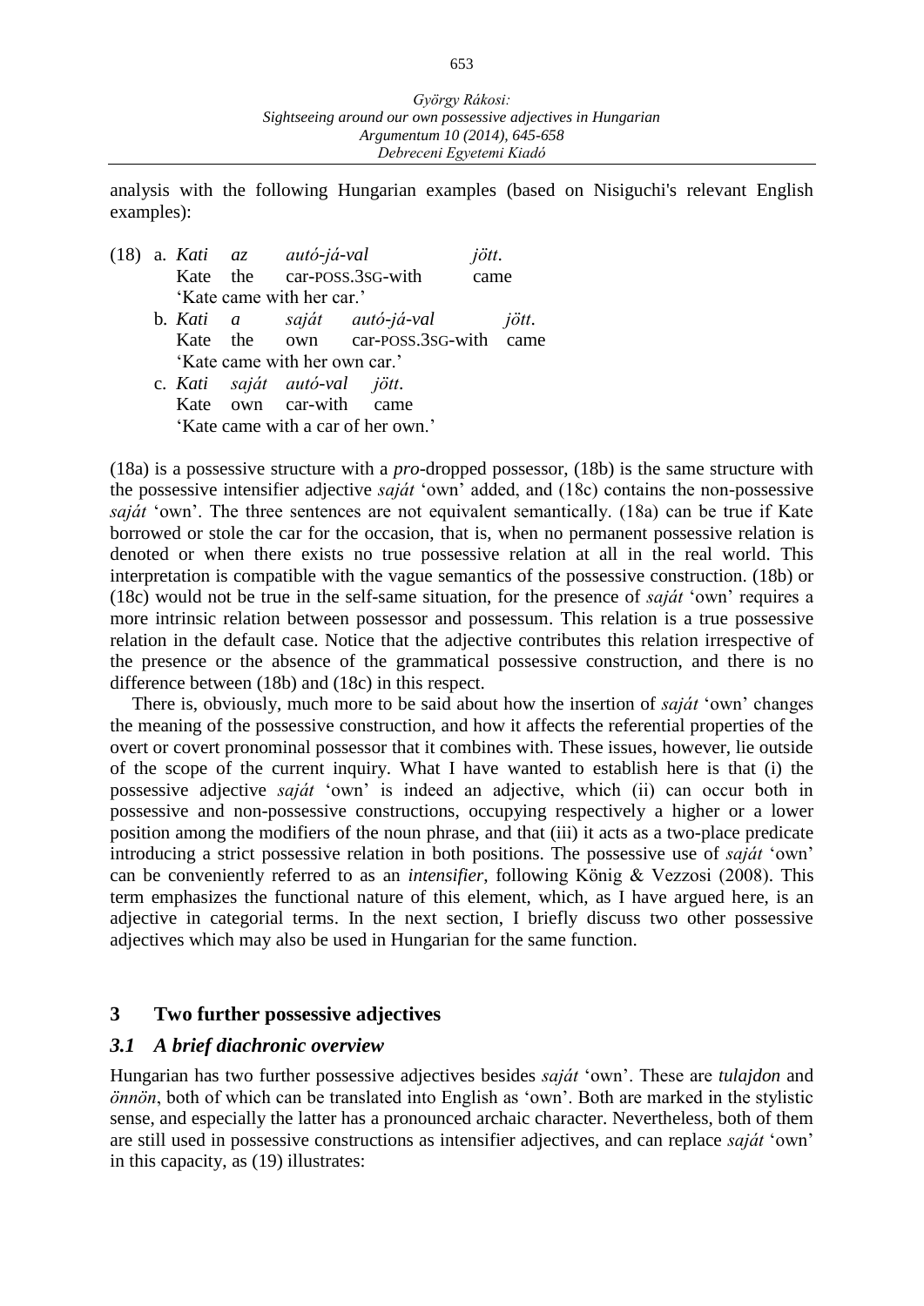analysis with the following Hungarian examples (based on Nisiguchi's relevant English examples):

(18) a. *Kati az autó-já-val jött*.
   Kate the car-POSS.3SG-with came
   'Kate came with her car.'

  b. *Kati a saját autó-já-val jött*.
   Kate the own car-POSS.3SG-with came
   'Kate came with her own car.'

  c. *Kati saját autó-val jött*.
   Kate own car-with came
   'Kate came with a car of her own.'

(18a) is a possessive structure with a *pro*-dropped possessor, (18b) is the same structure with the possessive intensifier adjective *saját* 'own' added, and (18c) contains the non-possessive *saját* 'own'. The three sentences are not equivalent semantically. (18a) can be true if Kate borrowed or stole the car for the occasion, that is, when no permanent possessive relation is denoted or when there exists no true possessive relation at all in the real world. This interpretation is compatible with the vague semantics of the possessive construction. (18b) or (18c) would not be true in the self-same situation, for the presence of *saját* 'own' requires a more intrinsic relation between possessor and possessum. This relation is a true possessive relation in the default case. Notice that the adjective contributes this relation irrespective of the presence or the absence of the grammatical possessive construction, and there is no difference between (18b) and (18c) in this respect.

There is, obviously, much more to be said about how the insertion of *saját* 'own' changes the meaning of the possessive construction, and how it affects the referential properties of the overt or covert pronominal possessor that it combines with. These issues, however, lie outside of the scope of the current inquiry. What I have wanted to establish here is that (i) the possessive adjective *saját* 'own' is indeed an adjective, which (ii) can occur both in possessive and non-possessive constructions, occupying respectively a higher or a lower position among the modifiers of the noun phrase, and that (iii) it acts as a two-place predicate introducing a strict possessive relation in both positions. The possessive use of *saját* 'own' can be conveniently referred to as an *intensifier*, following König & Vezzosi (2008). This term emphasizes the functional nature of this element, which, as I have argued here, is an adjective in categorial terms. In the next section, I briefly discuss two other possessive adjectives which may also be used in Hungarian for the same function.

## 3 Two further possessive adjectives

### *3.1 A brief diachronic overview*

Hungarian has two further possessive adjectives besides *saját* 'own'. These are *tulajdon* and *önnön*, both of which can be translated into English as 'own'. Both are marked in the stylistic sense, and especially the latter has a pronounced archaic character. Nevertheless, both of them are still used in possessive constructions as intensifier adjectives, and can replace *saját* 'own' in this capacity, as (19) illustrates: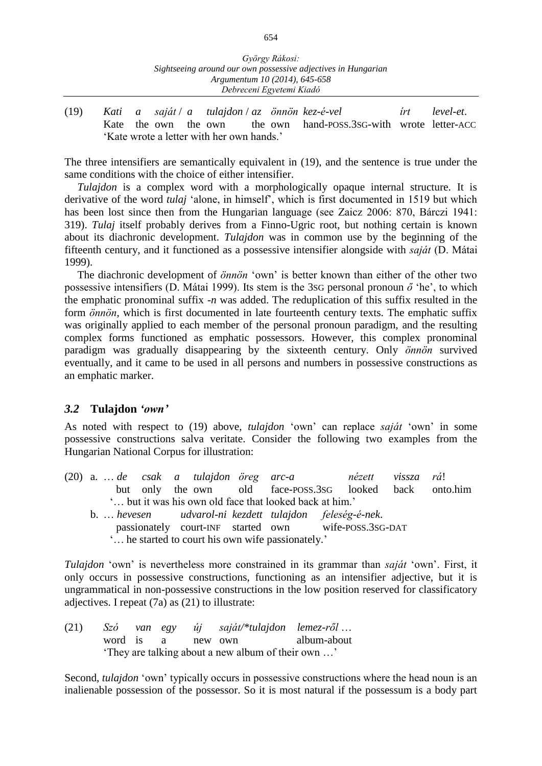(19) *Kati a saját* / *a tulajdon* / *az önnön kez-é-vel írt level-et*.
Kate the own the own the own hand-POSS.3SG-with wrote letter-ACC
'Kate wrote a letter with her own hands.'

The three intensifiers are semantically equivalent in (19), and the sentence is true under the same conditions with the choice of either intensifier.

*Tulajdon* is a complex word with a morphologically opaque internal structure. It is derivative of the word *tulaj* 'alone, in himself', which is first documented in 1519 but which has been lost since then from the Hungarian language (see Zaicz 2006: 870, Bárczi 1941: 319). *Tulaj* itself probably derives from a Finno-Ugric root, but nothing certain is known about its diachronic development. *Tulajdon* was in common use by the beginning of the fifteenth century, and it functioned as a possessive intensifier alongside with *saját* (D. Mátai 1999).

The diachronic development of *önnön* 'own' is better known than either of the other two possessive intensifiers (D. Mátai 1999). Its stem is the 3SG personal pronoun *ő* 'he', to which the emphatic pronominal suffix *-n* was added. The reduplication of this suffix resulted in the form *önnön*, which is first documented in late fourteenth century texts. The emphatic suffix was originally applied to each member of the personal pronoun paradigm, and the resulting complex forms functioned as emphatic possessors. However, this complex pronominal paradigm was gradually disappearing by the sixteenth century. Only *önnön* survived eventually, and it came to be used in all persons and numbers in possessive constructions as an emphatic marker.

### *3.2* **Tulajdon** *'own'*

As noted with respect to (19) above, *tulajdon* 'own' can replace *saját* 'own' in some possessive constructions salva veritate. Consider the following two examples from the Hungarian National Corpus for illustration:

(20) a. … *de csak a tulajdon öreg arc-a nézett vissza rá*!
but only the own old face-POSS.3SG looked back onto.him
'… but it was his own old face that looked back at him.'

b. … *hevesen udvarol-ni kezdett tulajdon feleség-é-nek*.
passionately court-INF started own wife-POSS.3SG-DAT
'… he started to court his own wife passionately.'

*Tulajdon* 'own' is nevertheless more constrained in its grammar than *saját* 'own'. First, it only occurs in possessive constructions, functioning as an intensifier adjective, but it is ungrammatical in non-possessive constructions in the low position reserved for classificatory adjectives. I repeat (7a) as (21) to illustrate:

(21) *Szó van egy új saját/\*tulajdon lemez-ről* …
word is a new own album-about
'They are talking about a new album of their own …'

Second, *tulajdon* 'own' typically occurs in possessive constructions where the head noun is an inalienable possession of the possessor. So it is most natural if the possessum is a body part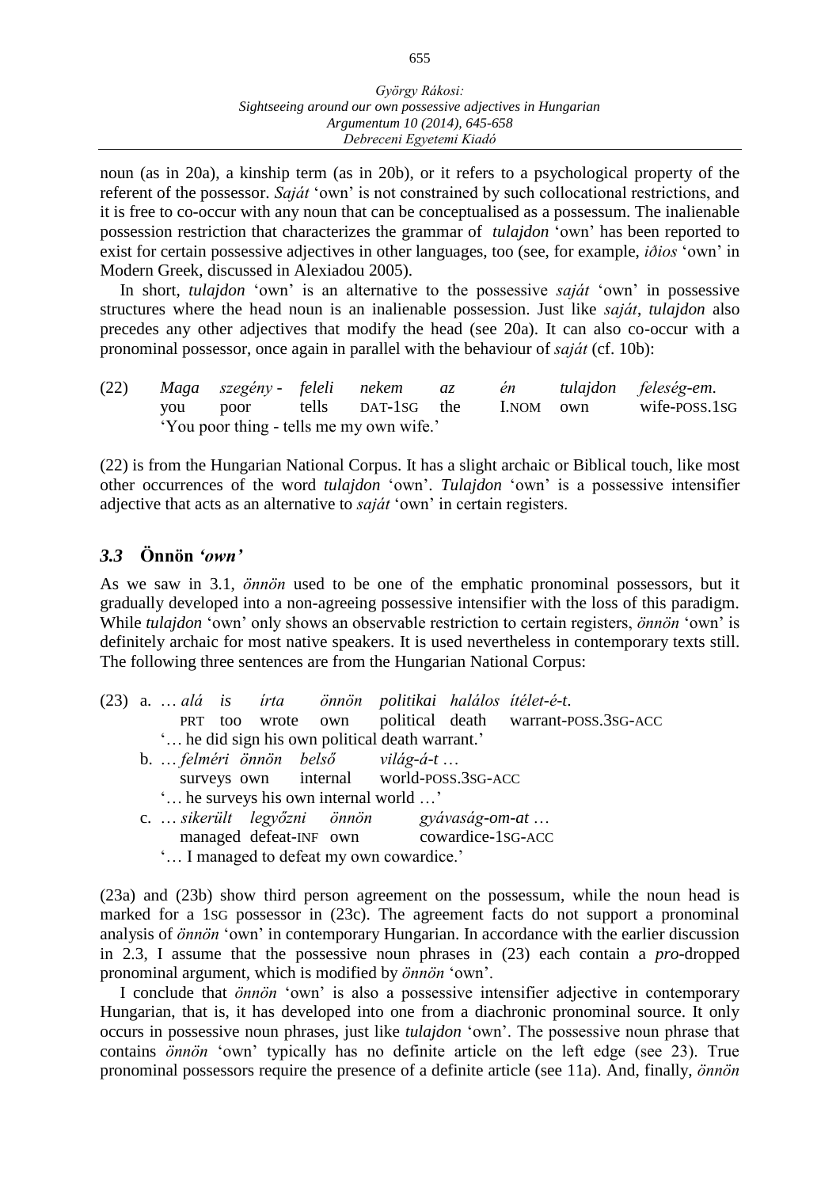noun (as in 20a), a kinship term (as in 20b), or it refers to a psychological property of the referent of the possessor. *Saját* 'own' is not constrained by such collocational restrictions, and it is free to co-occur with any noun that can be conceptualised as a possessum. The inalienable possession restriction that characterizes the grammar of *tulajdon* 'own' has been reported to exist for certain possessive adjectives in other languages, too (see, for example, *iðios* 'own' in Modern Greek, discussed in Alexiadou 2005).

In short, *tulajdon* 'own' is an alternative to the possessive *saját* 'own' in possessive structures where the head noun is an inalienable possession. Just like *saját*, *tulajdon* also precedes any other adjectives that modify the head (see 20a). It can also co-occur with a pronominal possessor, once again in parallel with the behaviour of *saját* (cf. 10b):

(22) *Maga szegény - feleli nekem az én tulajdon feleség-em.*
you poor tells DAT-1SG the I.NOM own wife-POSS.1SG
'You poor thing - tells me my own wife.'

(22) is from the Hungarian National Corpus. It has a slight archaic or Biblical touch, like most other occurrences of the word *tulajdon* 'own'. *Tulajdon* 'own' is a possessive intensifier adjective that acts as an alternative to *saját* 'own' in certain registers.

### *3.3* Önnön *'own'*

As we saw in 3.1, *önnön* used to be one of the emphatic pronominal possessors, but it gradually developed into a non-agreeing possessive intensifier with the loss of this paradigm. While *tulajdon* 'own' only shows an observable restriction to certain registers, *önnön* 'own' is definitely archaic for most native speakers. It is used nevertheless in contemporary texts still. The following three sentences are from the Hungarian National Corpus:

(23) a. … *alá is írta önnön politikai halálos ítélet-é-t.*
PRT too wrote own political death warrant-POSS.3SG-ACC
'… he did sign his own political death warrant.'

b. … *felméri önnön belső világ-á-t* …
surveys own internal world-POSS.3SG-ACC
'… he surveys his own internal world …'

c. … *sikerült legyőzni önnön gyávaság-om-at* …
managed defeat-INF own cowardice-1SG-ACC
'… I managed to defeat my own cowardice.'

(23a) and (23b) show third person agreement on the possessum, while the noun head is marked for a 1SG possessor in (23c). The agreement facts do not support a pronominal analysis of *önnön* 'own' in contemporary Hungarian. In accordance with the earlier discussion in 2.3, I assume that the possessive noun phrases in (23) each contain a *pro*-dropped pronominal argument, which is modified by *önnön* 'own'.

I conclude that *önnön* 'own' is also a possessive intensifier adjective in contemporary Hungarian, that is, it has developed into one from a diachronic pronominal source. It only occurs in possessive noun phrases, just like *tulajdon* 'own'. The possessive noun phrase that contains *önnön* 'own' typically has no definite article on the left edge (see 23). True pronominal possessors require the presence of a definite article (see 11a). And, finally, *önnön*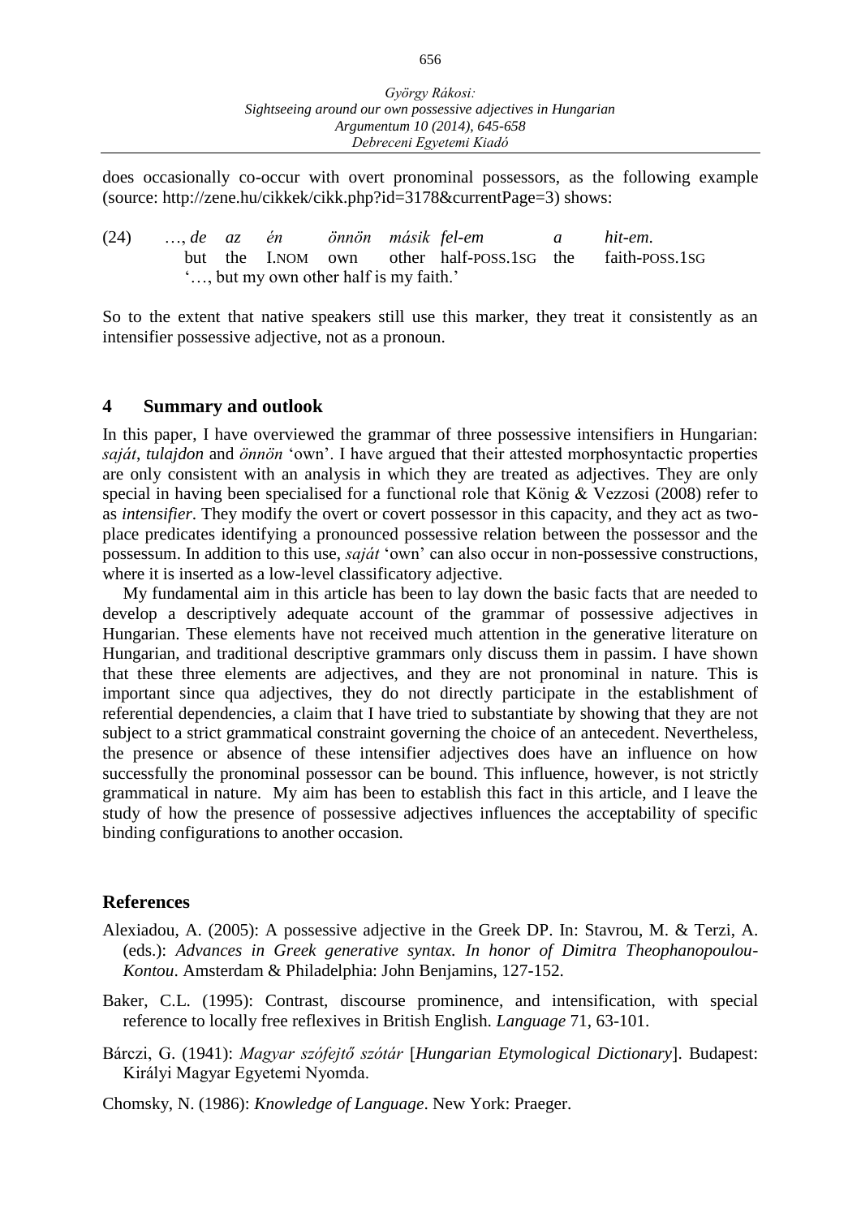does occasionally co-occur with overt pronominal possessors, as the following example (source: http://zene.hu/cikkek/cikk.php?id=3178&currentPage=3) shows:

(24) …, *de az én önnön másik fel-em a hit-em.*
     but the I.NOM own other half-POSS.1SG the faith-POSS.1SG
     '…, but my own other half is my faith.'

So to the extent that native speakers still use this marker, they treat it consistently as an intensifier possessive adjective, not as a pronoun.

## 4 Summary and outlook

In this paper, I have overviewed the grammar of three possessive intensifiers in Hungarian: *saját*, *tulajdon* and *önnön* 'own'. I have argued that their attested morphosyntactic properties are only consistent with an analysis in which they are treated as adjectives. They are only special in having been specialised for a functional role that König & Vezzosi (2008) refer to as *intensifier*. They modify the overt or covert possessor in this capacity, and they act as two-place predicates identifying a pronounced possessive relation between the possessor and the possessum. In addition to this use, *saját* 'own' can also occur in non-possessive constructions, where it is inserted as a low-level classificatory adjective.

My fundamental aim in this article has been to lay down the basic facts that are needed to develop a descriptively adequate account of the grammar of possessive adjectives in Hungarian. These elements have not received much attention in the generative literature on Hungarian, and traditional descriptive grammars only discuss them in passim. I have shown that these three elements are adjectives, and they are not pronominal in nature. This is important since qua adjectives, they do not directly participate in the establishment of referential dependencies, a claim that I have tried to substantiate by showing that they are not subject to a strict grammatical constraint governing the choice of an antecedent. Nevertheless, the presence or absence of these intensifier adjectives does have an influence on how successfully the pronominal possessor can be bound. This influence, however, is not strictly grammatical in nature. My aim has been to establish this fact in this article, and I leave the study of how the presence of possessive adjectives influences the acceptability of specific binding configurations to another occasion.

## References

Alexiadou, A. (2005): A possessive adjective in the Greek DP. In: Stavrou, M. & Terzi, A. (eds.): *Advances in Greek generative syntax. In honor of Dimitra Theophanopoulou-Kontou*. Amsterdam & Philadelphia: John Benjamins, 127-152.

Baker, C.L. (1995): Contrast, discourse prominence, and intensification, with special reference to locally free reflexives in British English. *Language* 71, 63-101.

Bárczi, G. (1941): *Magyar szófejtő szótár* [*Hungarian Etymological Dictionary*]. Budapest: Királyi Magyar Egyetemi Nyomda.

Chomsky, N. (1986): *Knowledge of Language*. New York: Praeger.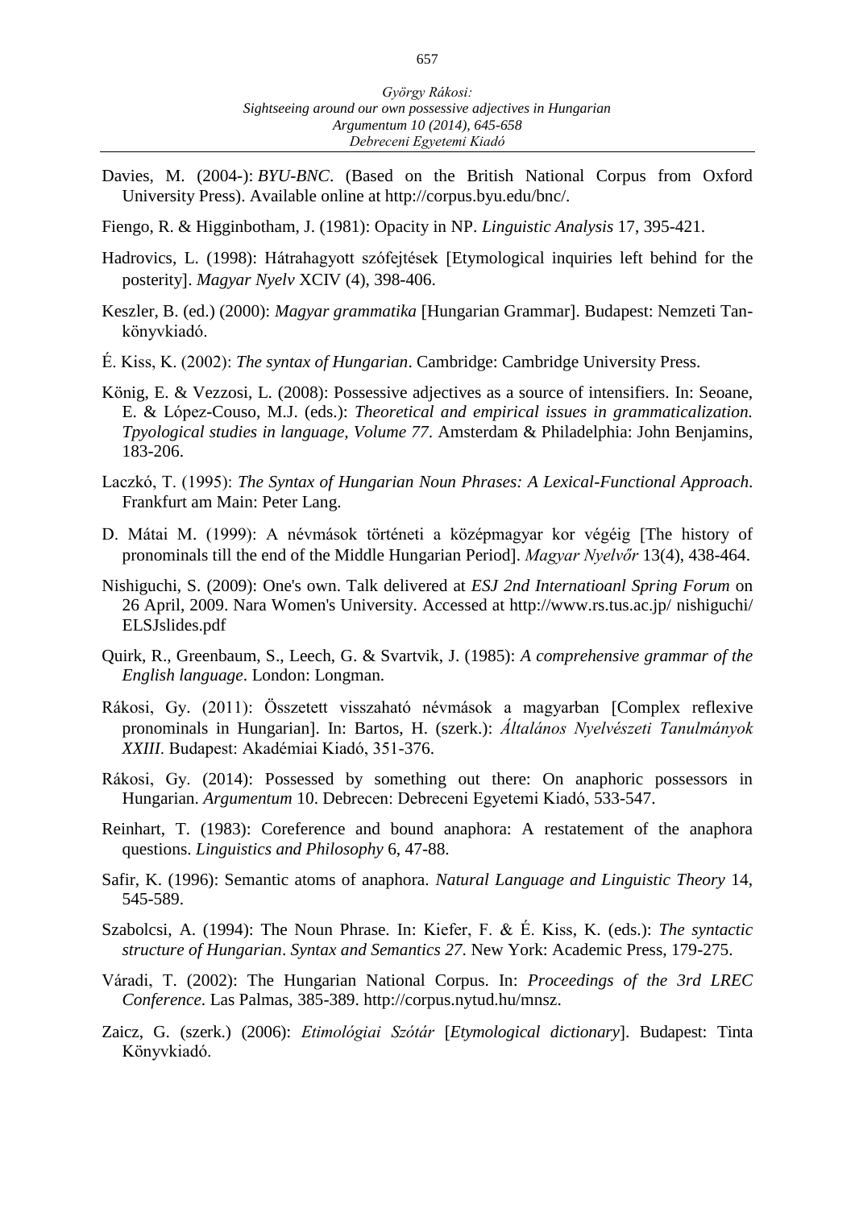Davies, M. (2004-): *BYU-BNC*. (Based on the British National Corpus from Oxford University Press). Available online at http://corpus.byu.edu/bnc/.

Fiengo, R. & Higginbotham, J. (1981): Opacity in NP. *Linguistic Analysis* 17, 395-421.

Hadrovics, L. (1998): Hátrahagyott szófejtések [Etymological inquiries left behind for the posterity]. *Magyar Nyelv* XCIV (4), 398-406.

Keszler, B. (ed.) (2000): *Magyar grammatika* [Hungarian Grammar]. Budapest: Nemzeti Tankönyvkiadó.

É. Kiss, K. (2002): *The syntax of Hungarian*. Cambridge: Cambridge University Press.

König, E. & Vezzosi, L. (2008): Possessive adjectives as a source of intensifiers. In: Seoane, E. & López-Couso, M.J. (eds.): *Theoretical and empirical issues in grammaticalization. Tpyological studies in language, Volume 77*. Amsterdam & Philadelphia: John Benjamins, 183-206.

Laczkó, T. (1995): *The Syntax of Hungarian Noun Phrases: A Lexical-Functional Approach*. Frankfurt am Main: Peter Lang.

D. Mátai M. (1999): A névmások történeti a középmagyar kor végéig [The history of pronominals till the end of the Middle Hungarian Period]. *Magyar Nyelvőr* 13(4), 438-464.

Nishiguchi, S. (2009): One's own. Talk delivered at *ESJ 2nd Internatioanl Spring Forum* on 26 April, 2009. Nara Women's University. Accessed at http://www.rs.tus.ac.jp/ nishiguchi/ ELSJslides.pdf

Quirk, R., Greenbaum, S., Leech, G. & Svartvik, J. (1985): *A comprehensive grammar of the English language*. London: Longman.

Rákosi, Gy. (2011): Összetett visszaható névmások a magyarban [Complex reflexive pronominals in Hungarian]. In: Bartos, H. (szerk.): *Általános Nyelvészeti Tanulmányok XXIII*. Budapest: Akadémiai Kiadó, 351-376.

Rákosi, Gy. (2014): Possessed by something out there: On anaphoric possessors in Hungarian. *Argumentum* 10. Debrecen: Debreceni Egyetemi Kiadó, 533-547.

Reinhart, T. (1983): Coreference and bound anaphora: A restatement of the anaphora questions. *Linguistics and Philosophy* 6, 47-88.

Safir, K. (1996): Semantic atoms of anaphora. *Natural Language and Linguistic Theory* 14, 545-589.

Szabolcsi, A. (1994): The Noun Phrase. In: Kiefer, F. & É. Kiss, K. (eds.): *The syntactic structure of Hungarian*. *Syntax and Semantics 27*. New York: Academic Press, 179-275.

Váradi, T. (2002): The Hungarian National Corpus. In: *Proceedings of the 3rd LREC Conference*. Las Palmas, 385-389. http://corpus.nytud.hu/mnsz.

Zaicz, G. (szerk.) (2006): *Etimológiai Szótár* [*Etymological dictionary*]. Budapest: Tinta Könyvkiadó.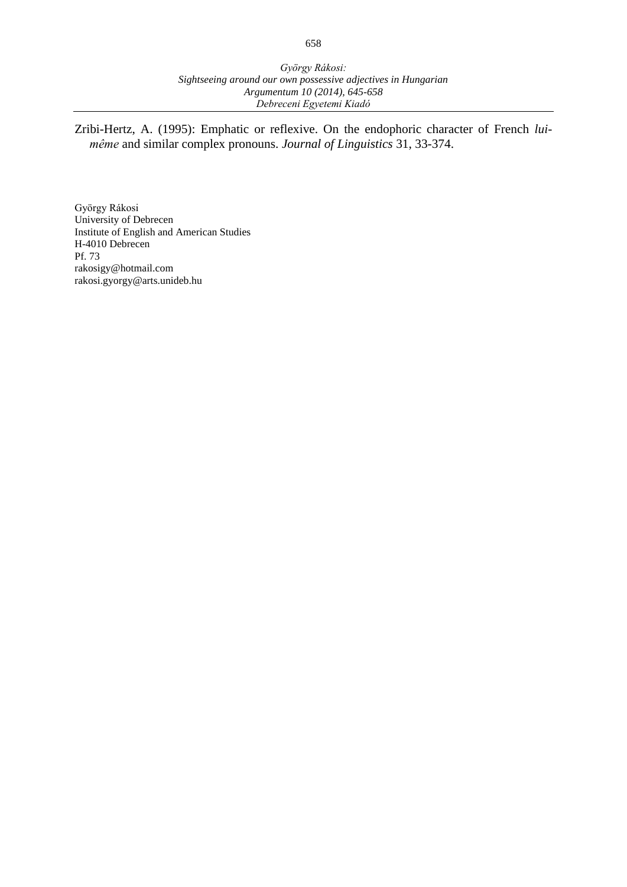Zribi-Hertz, A. (1995): Emphatic or reflexive. On the endophoric character of French *lui-même* and similar complex pronouns. *Journal of Linguistics* 31, 33-374.

György Rákosi  
University of Debrecen  
Institute of English and American Studies  
H-4010 Debrecen  
Pf. 73  
rakosigy@hotmail.com  
rakosi.gyorgy@arts.unideb.hu